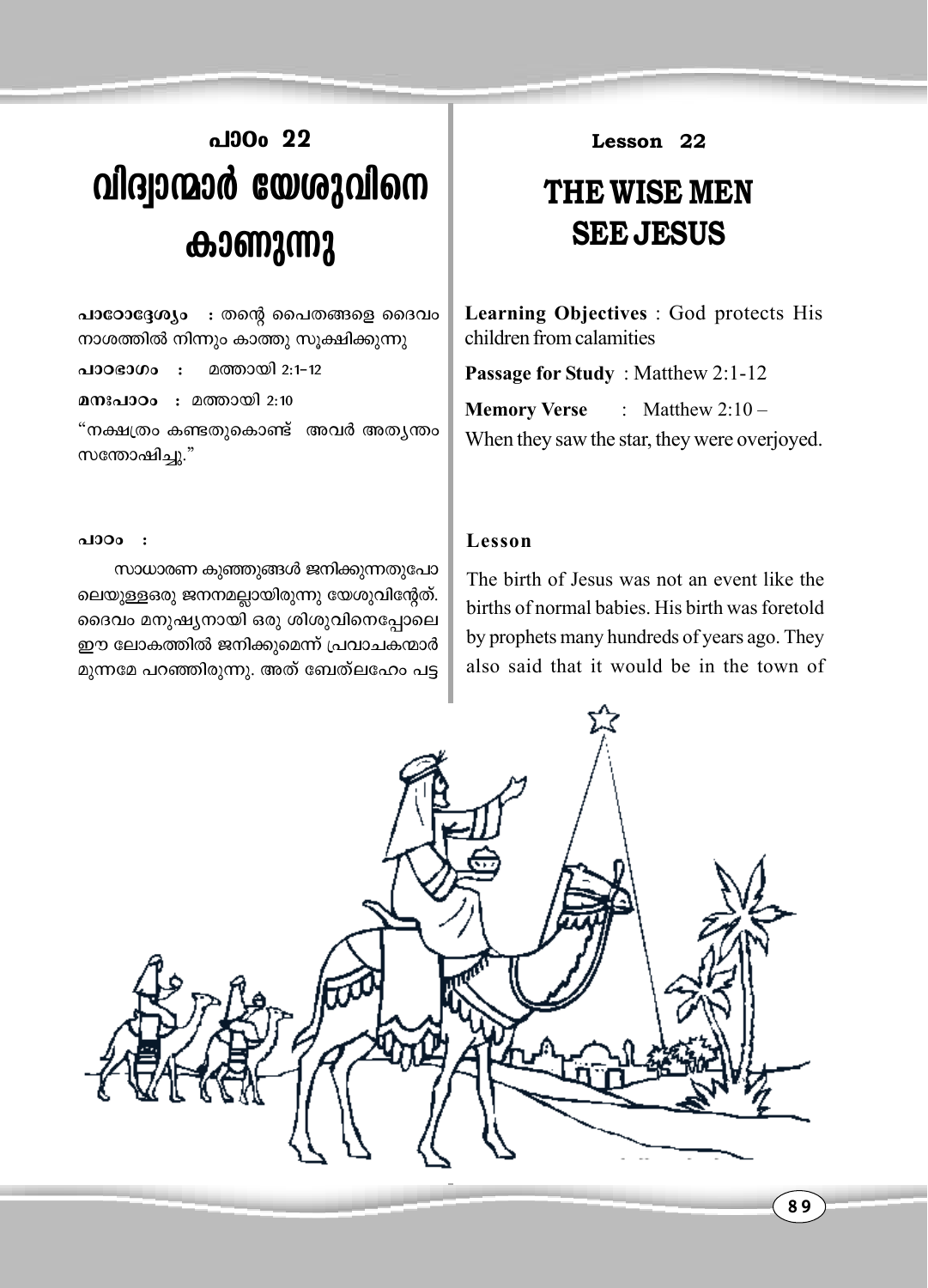## പാഠം 22

# വിദ്വാന്മാർ യേശുവിനെ കാണുന്നു

**പാഠോദ്ദേശ്യം** : തന്റെ പൈതങ്ങളെ ദൈവം നാശത്തിൽ നിന്നും കാത്തു സൂക്ഷിക്കുന്നു

**പാഠഭാഗം** : മത്തായി 2:1-12

**മനഃപാഠം** : മത്തായി 2:10

"നക്ഷത്രം കണ്ടതുകൊണ്ട് അവർ അത്യന്തം സന്തോഷിച്ചു."

**പാഠം** :

സാധാരണ കുഞ്ഞുങ്ങൾ ജനിക്കുന്നതുപോലെയുള്ളഒരു ജനനമല്ലായിരുന്നു യേശുവിന്റേത്. ദൈവം മനുഷ്യനായി ഒരു ശിശുവിനെപ്പോലെ ഈ ലോകത്തിൽ ജനിക്കുമെന്ന് പ്രവാചകന്മാർ മുന്നമേ പറഞ്ഞിരുന്നു. അത് ബേത്‌ലഹേം പട്ട

## Lesson 22

# THE WISE MEN SEE JESUS

**Learning Objectives** : God protects His children from calamities

**Passage for Study** : Matthew 2:1-12

**Memory Verse** : Matthew 2:10 – When they saw the star, they were overjoyed.

**Lesson**

The birth of Jesus was not an event like the births of normal babies. His birth was foretold by prophets many hundreds of years ago. They also said that it would be in the town of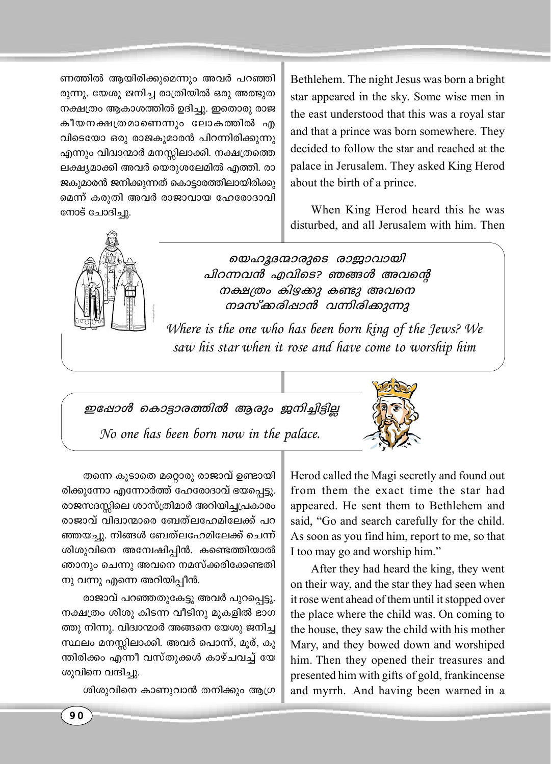ണത്തിൽ ആയിരിക്കുമെന്നും അവർ പറഞ്ഞിരുന്നു. യേശു ജനിച്ച രാത്രിയിൽ ഒരു അത്ഭുത നക്ഷത്രം ആകാശത്തിൽ ഉദിച്ചു. ഇതൊരു രാജകീയനക്ഷത്രമാണെന്നും ലോകത്തിൽ എവിടെയോ ഒരു രാജകുമാരൻ പിറന്നിരിക്കുന്നു എന്നും വിദ്വാന്മാർ മനസ്സിലാക്കി. നക്ഷത്രത്തെ ലക്ഷ്യമാക്കി അവർ യെരുശലേമിൽ എത്തി. രാജകുമാരൻ ജനിക്കുന്നത് കൊട്ടാരത്തിലായിരിക്കുമെന്ന് കരുതി അവർ രാജാവായ ഹേരോദാവിനോട് ചോദിച്ചു.

Bethlehem. The night Jesus was born a bright star appeared in the sky. Some wise men in the east understood that this was a royal star and that a prince was born somewhere. They decided to follow the star and reached at the palace in Jerusalem. They asked King Herod about the birth of a prince.

When King Herod heard this he was disturbed, and all Jerusalem with him. Then

*യെഹൂദന്മാരുടെ രാജാവായി പിറന്നവൻ എവിടെ? ഞങ്ങൾ അവന്റെ നക്ഷത്രം കിഴക്കു കണ്ടു അവനെ നമസ്കരിപ്പാൻ വന്നിരിക്കുന്നു*

*Where is the one who has been born king of the Jews? We saw his star when it rose and have come to worship him*

*ഇപ്പോൾ കൊട്ടാരത്തിൽ ആരും ജനിച്ചിട്ടില്ല*

*No one has been born now in the palace.*

തന്നെ കൂടാതെ മറ്റൊരു രാജാവ് ഉണ്ടായിരിക്കുന്നോ എന്നോർത്ത് ഹേരോദാവ് ഭയപ്പെട്ടു. രാജസദസ്സിലെ ശാസ്ത്രിമാർ അറിയിച്ചപ്രകാരം രാജാവ് വിദ്വാന്മാരെ ബേത്‌ലഹേമിലേക്ക് പറഞ്ഞയച്ചു. നിങ്ങൾ ബേത്‌ലഹേമിലേക്ക് ചെന്ന് ശിശുവിനെ അന്വേഷിപ്പിൻ. കണ്ടെത്തിയാൽ ഞാനും ചെന്നു അവനെ നമസ്കരിക്കേണ്ടതിനു വന്നു എന്നെ അറിയിപ്പീൻ.

രാജാവ് പറഞ്ഞതുകേട്ടു അവർ പുറപ്പെട്ടു. നക്ഷത്രം ശിശു കിടന്ന വീടിനു മുകളിൽ ഭാഗത്തു നിന്നു. വിദ്വാന്മാർ അങ്ങനെ യേശു ജനിച്ച സ്ഥലം മനസ്സിലാക്കി. അവർ പൊന്ന്, മൂര്, കുന്തിരിക്കം എന്നീ വസ്തുക്കൾ കാഴ്ചവച്ച് യേശുവിനെ വന്ദിച്ചു.

ശിശുവിനെ കാണുവാൻ തനിക്കും ആഗ്ര

Herod called the Magi secretly and found out from them the exact time the star had appeared. He sent them to Bethlehem and said, "Go and search carefully for the child. As soon as you find him, report to me, so that I too may go and worship him."

After they had heard the king, they went on their way, and the star they had seen when it rose went ahead of them until it stopped over the place where the child was. On coming to the house, they saw the child with his mother Mary, and they bowed down and worshiped him. Then they opened their treasures and presented him with gifts of gold, frankincense and myrrh. And having been warned in a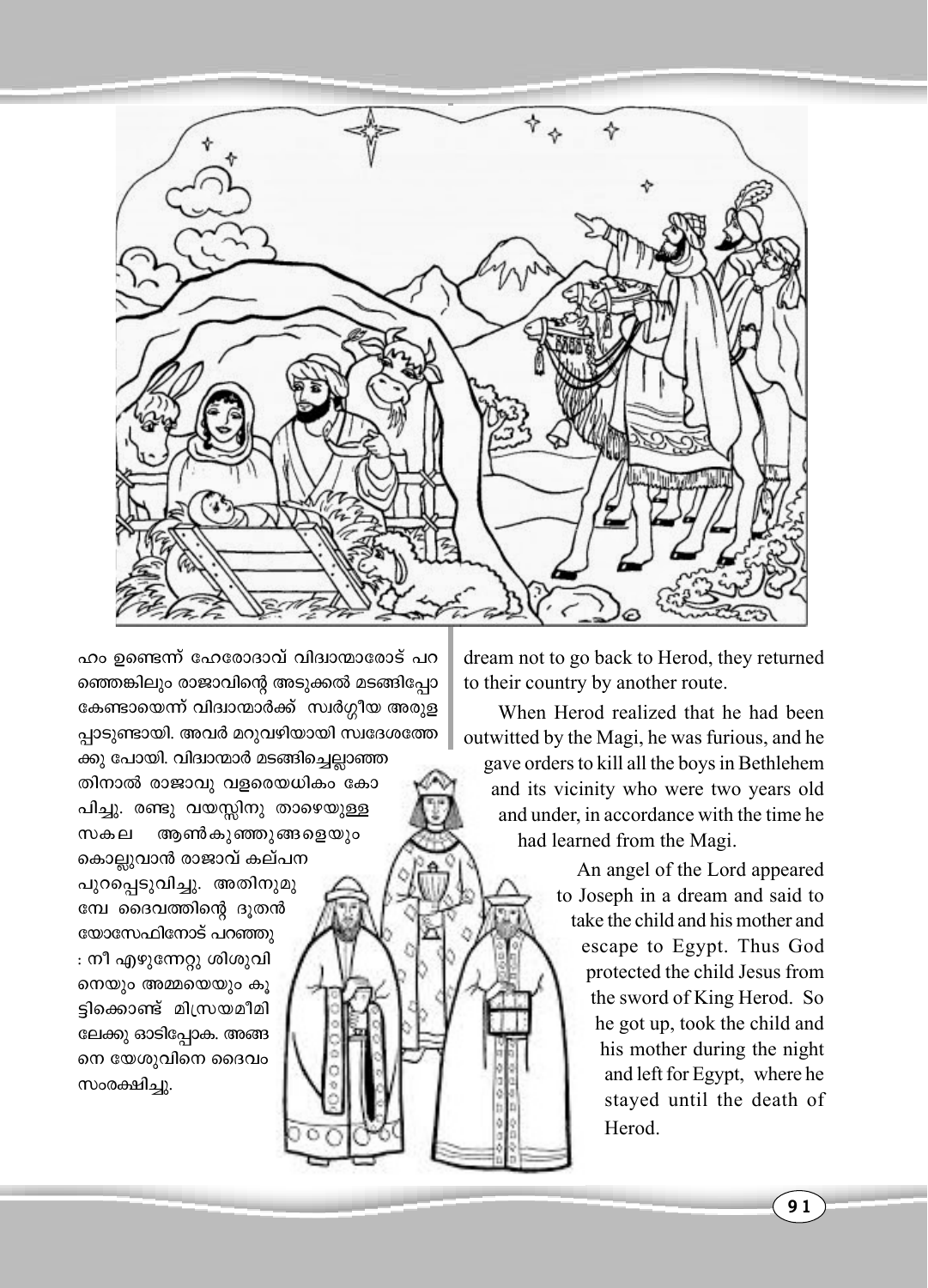ഹം ഉണ്ടെന്ന് ഹേരോദാവ് വിദ്വാന്മാരോട് പറഞ്ഞെങ്കിലും രാജാവിന്റെ അടുക്കൽ മടങ്ങിപ്പോകേണ്ടായെന്ന് വിദ്വാന്മാർക്ക് സ്വർഗ്ഗീയ അരുളപ്പാടുണ്ടായി. അവർ മറുവഴിയായി സ്വദേശത്തേക്കു പോയി. വിദ്വാന്മാർ മടങ്ങിച്ചെല്ലാഞ്ഞതിനാൽ രാജാവു വളരെയധികം കോപിച്ചു. രണ്ടു വയസ്സിനു താഴെയുള്ള സകല ആൺകുഞ്ഞുങ്ങളെയും കൊല്ലുവാൻ രാജാവ് കല്പന പുറപ്പെടുവിച്ചു. അതിനുമുമ്പേ ദൈവത്തിന്റെ ദൂതൻ യോസേഫിനോട് പറഞ്ഞു : നീ എഴുന്നേറ്റു ശിശുവിനെയും അമ്മയെയും കൂട്ടിക്കൊണ്ട് മിസ്രയമീമിലേക്കു ഓടിപ്പോക. അങ്ങനെ യേശുവിനെ ദൈവം സംരക്ഷിച്ചു.

dream not to go back to Herod, they returned to their country by another route.

When Herod realized that he had been outwitted by the Magi, he was furious, and he gave orders to kill all the boys in Bethlehem and its vicinity who were two years old and under, in accordance with the time he had learned from the Magi.

An angel of the Lord appeared to Joseph in a dream and said to take the child and his mother and escape to Egypt. Thus God protected the child Jesus from the sword of King Herod. So he got up, took the child and his mother during the night and left for Egypt, where he stayed until the death of Herod.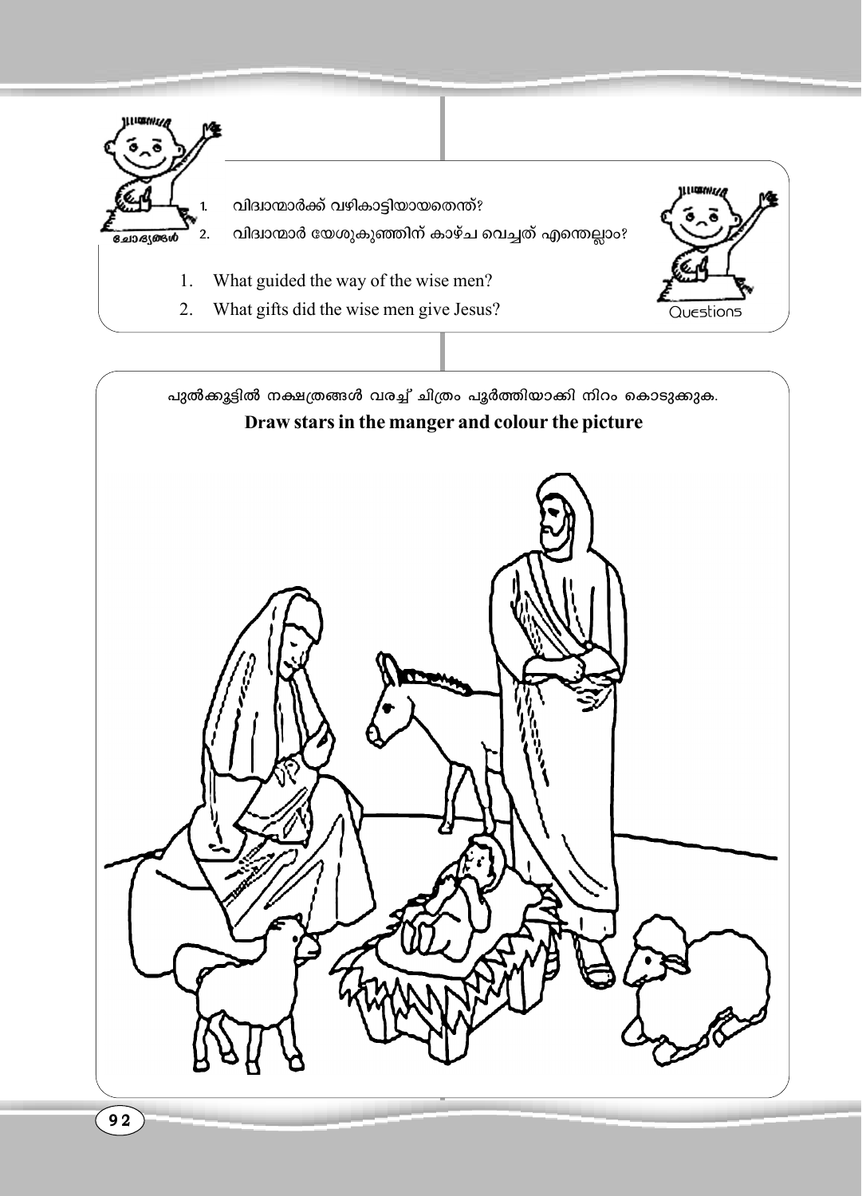ചോദ്യങ്ങൾ

1. വിദ്വാന്മാർക്ക് വഴികാട്ടിയായതെന്ത്?
2. വിദ്വാന്മാർ യേശുകുഞ്ഞിന് കാഴ്ച വെച്ചത് എന്തെല്ലാം?

Questions

1. What guided the way of the wise men?
2. What gifts did the wise men give Jesus?

പുൽക്കൂട്ടിൽ നക്ഷത്രങ്ങൾ വരച്ച് ചിത്രം പൂർത്തിയാക്കി നിറം കൊടുക്കുക.

**Draw stars in the manger and colour the picture**